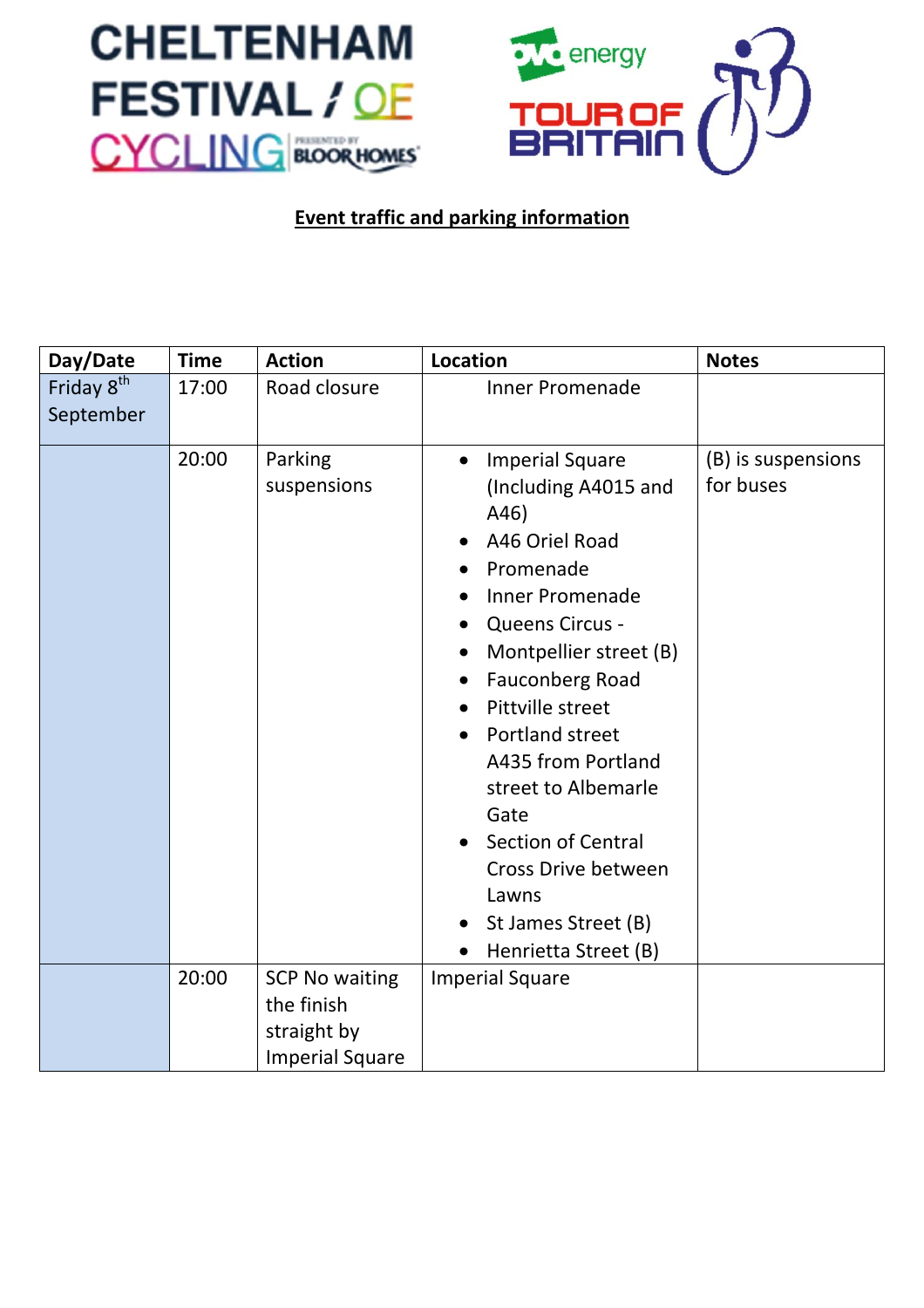CHELTENHAM FESTIVAL OF CYCLING PRESENTED BY BLOOR HOMES

OVO energy TOUR OF BRITAIN

## Event traffic and parking information

| Day/Date | Time | Action | Location | Notes |
|---|---|---|---|---|
| Friday 8th September | 17:00 | Road closure | Inner Promenade | |
| | 20:00 | Parking suspensions | • Imperial Square (Including A4015 and A46)<br>• A46 Oriel Road<br>• Promenade<br>• Inner Promenade<br>• Queens Circus -<br>• Montpellier street (B)<br>• Fauconberg Road<br>• Pittville street<br>• Portland street A435 from Portland street to Albemarle Gate<br>• Section of Central Cross Drive between Lawns<br>• St James Street (B)<br>• Henrietta Street (B) | (B) is suspensions for buses |
| | 20:00 | SCP No waiting the finish straight by Imperial Square | Imperial Square | |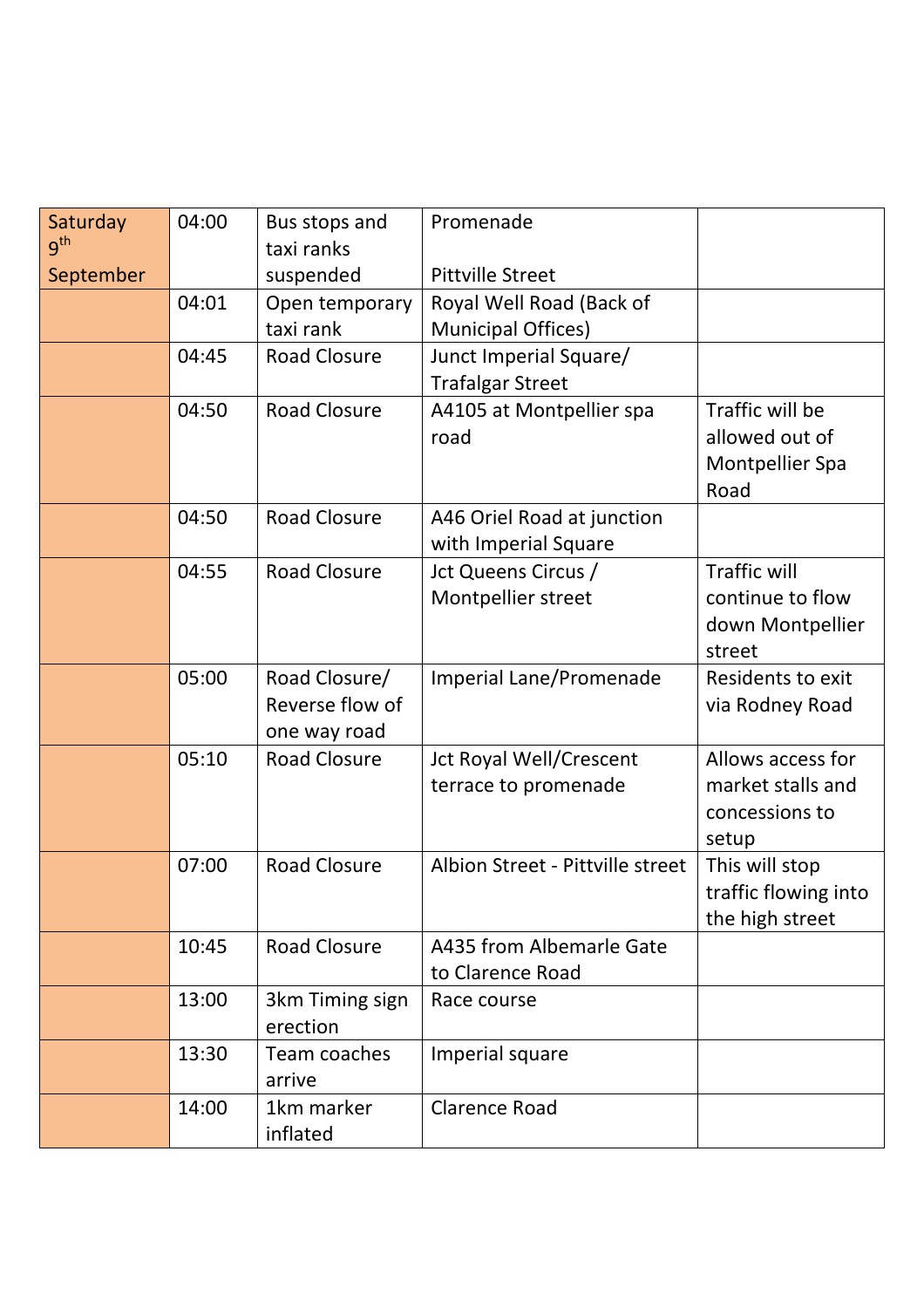| Saturday 9th September | 04:00 | Bus stops and taxi ranks suspended | Promenade<br><br>Pittville Street | |
|---|---|---|---|---|
| | 04:01 | Open temporary taxi rank | Royal Well Road (Back of Municipal Offices) | |
| | 04:45 | Road Closure | Junct Imperial Square/ Trafalgar Street | |
| | 04:50 | Road Closure | A4105 at Montpellier spa road | Traffic will be allowed out of Montpellier Spa Road |
| | 04:50 | Road Closure | A46 Oriel Road at junction with Imperial Square | |
| | 04:55 | Road Closure | Jct Queens Circus / Montpellier street | Traffic will continue to flow down Montpellier street |
| | 05:00 | Road Closure/ Reverse flow of one way road | Imperial Lane/Promenade | Residents to exit via Rodney Road |
| | 05:10 | Road Closure | Jct Royal Well/Crescent terrace to promenade | Allows access for market stalls and concessions to setup |
| | 07:00 | Road Closure | Albion Street - Pittville street | This will stop traffic flowing into the high street |
| | 10:45 | Road Closure | A435 from Albemarle Gate to Clarence Road | |
| | 13:00 | 3km Timing sign erection | Race course | |
| | 13:30 | Team coaches arrive | Imperial square | |
| | 14:00 | 1km marker inflated | Clarence Road | |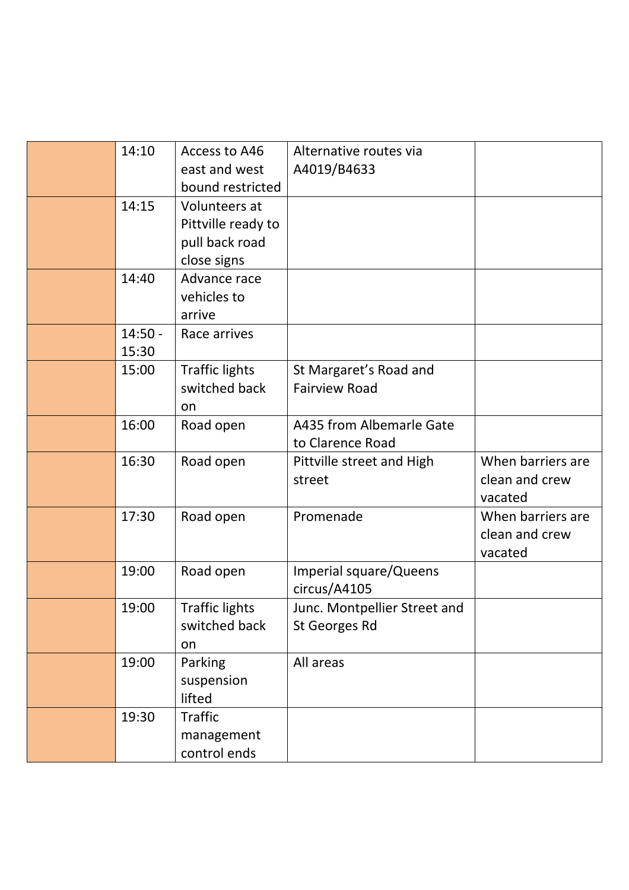| | | | | |
|---|---|---|---|---|
| | 14:10 | Access to A46 east and west bound restricted | Alternative routes via A4019/B4633 | |
| | 14:15 | Volunteers at Pittville ready to pull back road close signs | | |
| | 14:40 | Advance race vehicles to arrive | | |
| | 14:50 - 15:30 | Race arrives | | |
| | 15:00 | Traffic lights switched back on | St Margaret's Road and Fairview Road | |
| | 16:00 | Road open | A435 from Albemarle Gate to Clarence Road | |
| | 16:30 | Road open | Pittville street and High street | When barriers are clean and crew vacated |
| | 17:30 | Road open | Promenade | When barriers are clean and crew vacated |
| | 19:00 | Road open | Imperial square/Queens circus/A4105 | |
| | 19:00 | Traffic lights switched back on | Junc. Montpellier Street and St Georges Rd | |
| | 19:00 | Parking suspension lifted | All areas | |
| | 19:30 | Traffic management control ends | | |